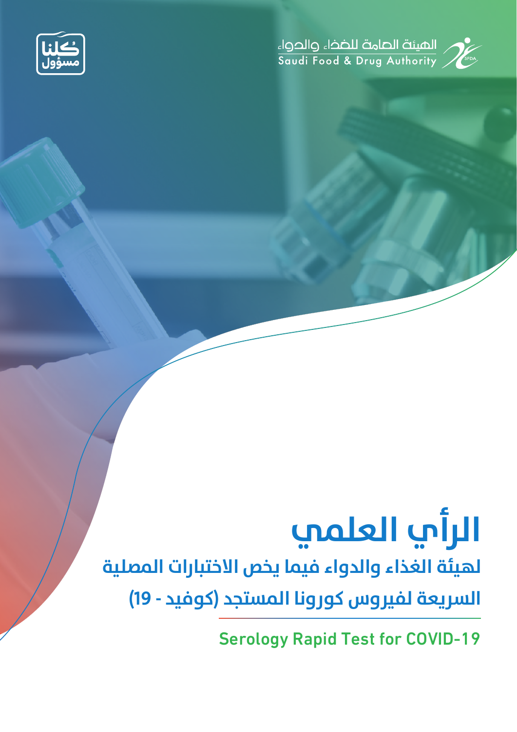كلنا مسؤول

الهيئة العامة للغذاء والدواء
Saudi Food & Drug Authority

# الرأي العلمي

## لهيئة الغذاء والدواء فيما يخص الاختبارات المصلية السريعة لفيروس كورونا المستجد (كوفيد - 19)

## Serology Rapid Test for COVID-19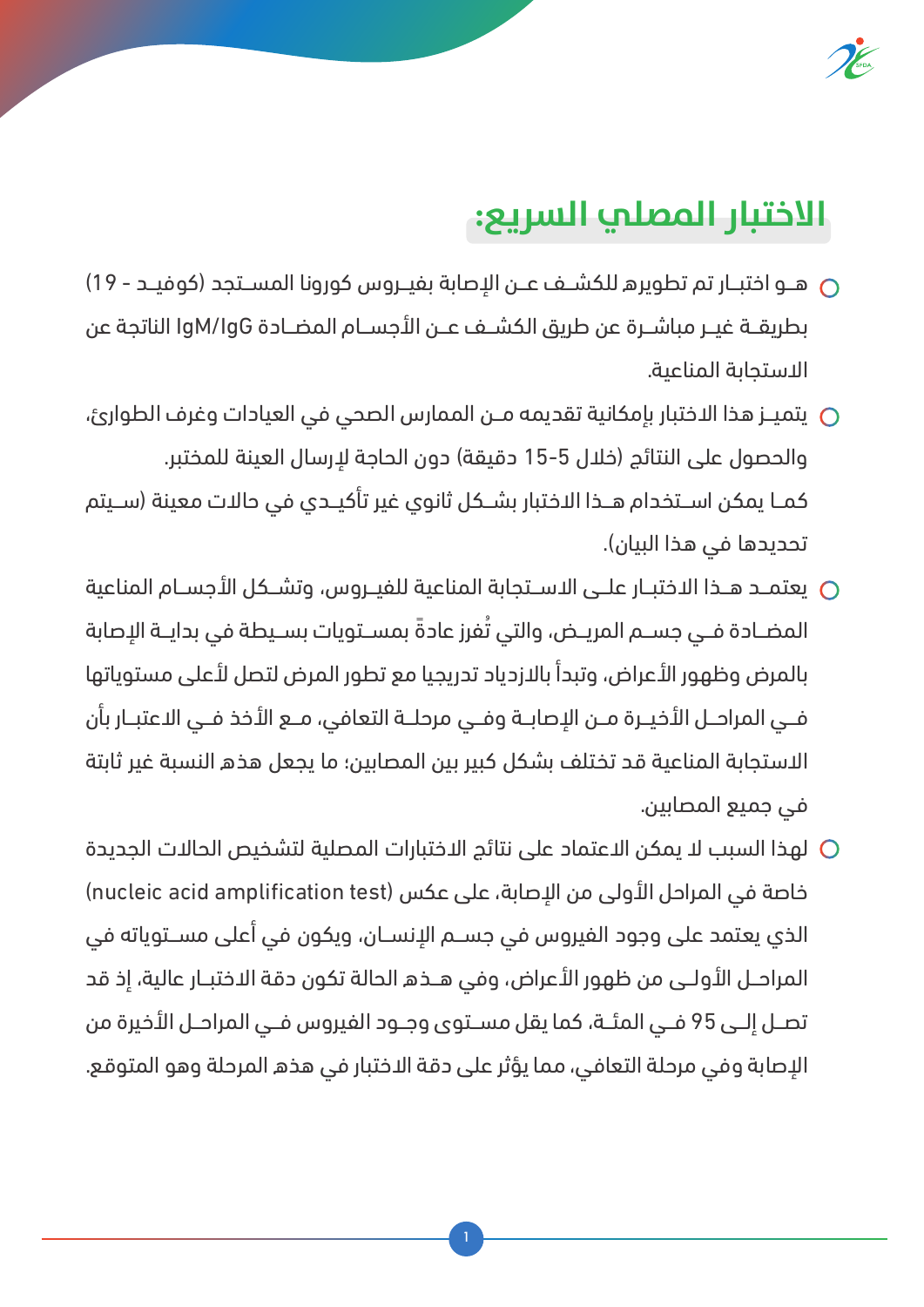## الاختبار المصلي السريع:

- هـو اختبـار تم تطويره للكشـف عـن الإصابة بفيـروس كورونا المسـتجد (كوفيـد - 19) بطريقـة غيـر مباشـرة عن طريق الكشـف عـن الأجسـام المضـادة IgM/IgG الناتجة عن الاستجابة المناعية.
- يتميـز هذا الاختبار بإمكانية تقديمه مـن الممارس الصحي في العيادات وغرف الطوارئ، والحصول على النتائج (خلال 5-15 دقيقة) دون الحاجة لإرسال العينة للمختبر.

  كمـا يمكن اسـتخدام هـذا الاختبار بشـكل ثانوي غير تأكيـدي في حالات معينة (سـيتم تحديدها في هذا البيان).
- يعتمـد هـذا الاختبـار علـى الاسـتجابة المناعية للفيـروس، وتشـكل الأجسـام المناعية المضـادة فـي جسـم المريـض، والتي تُفرز عادةً بمسـتويات بسـيطة في بدايـة الإصابة بالمرض وظهور الأعراض، وتبدأ بالازدياد تدريجيا مع تطور المرض لتصل لأعلى مستوياتها فـي المراحـل الأخيـرة مـن الإصابـة وفـي مرحلـة التعافي، مـع الأخذ فـي الاعتبـار بأن الاستجابة المناعية قد تختلف بشكل كبير بين المصابين؛ ما يجعل هذه النسبة غير ثابتة في جميع المصابين.
- لهذا السبب لا يمكن الاعتماد على نتائج الاختبارات المصلية لتشخيص الحالات الجديدة خاصة في المراحل الأولى من الإصابة، على عكس (nucleic acid amplification test) الذي يعتمد على وجود الفيروس في جسـم الإنسـان، ويكون في أعلى مسـتوياته في المراحـل الأولـى من ظهور الأعراض، وفي هـذه الحالة تكون دقة الاختبـار عالية، إذ قد تصـل إلـى 95 فـي المئـة، كما يقل مسـتوى وجـود الفيروس فـي المراحـل الأخيرة من الإصابة وفي مرحلة التعافي، مما يؤثر على دقة الاختبار في هذه المرحلة وهو المتوقع.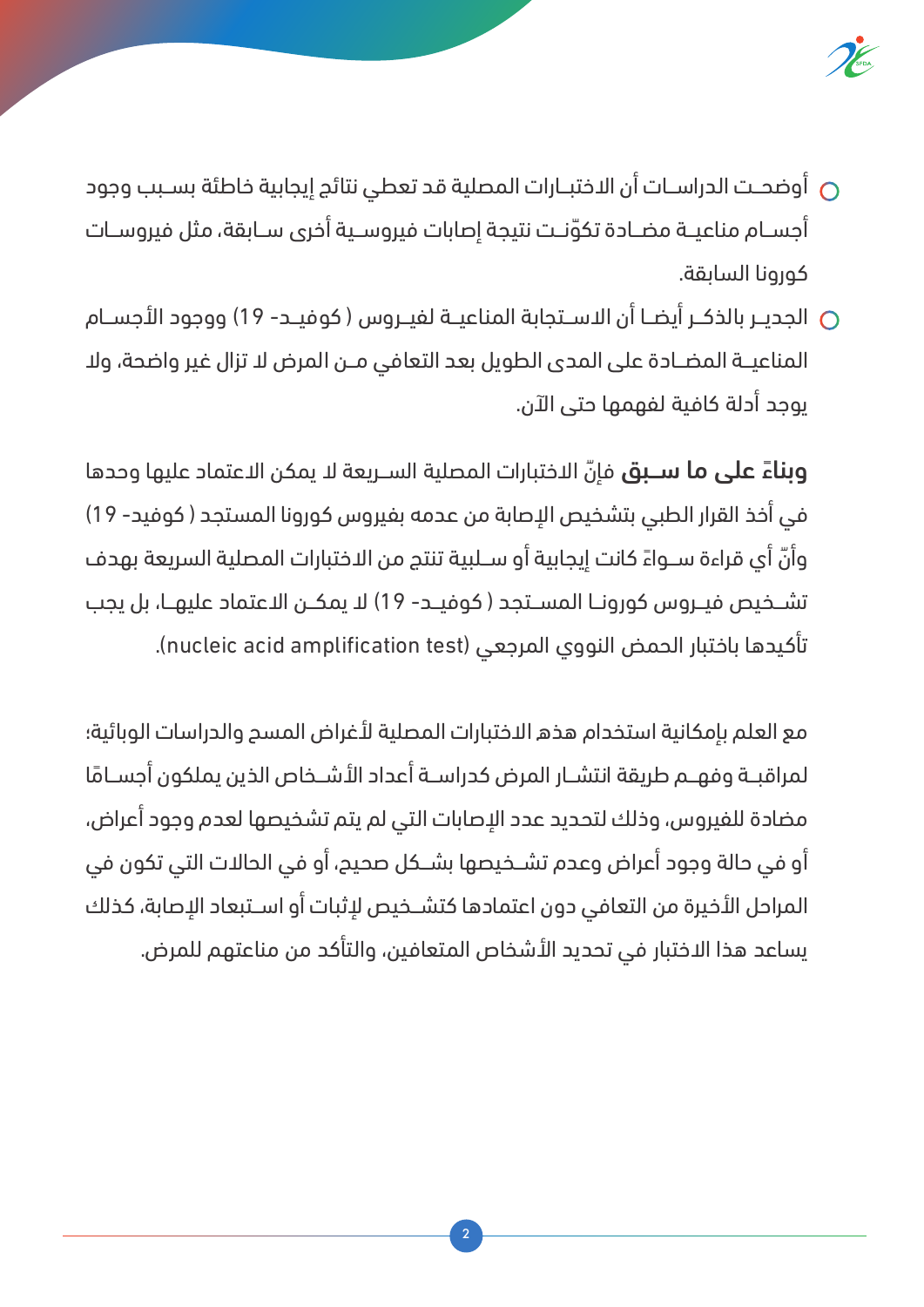- أوضحت الدراسات أن الاختبارات المصلية قد تعطي نتائج إيجابية خاطئة بسبب وجود أجسام مناعية مضادة تكوّنت نتيجة إصابات فيروسية أخرى سابقة، مثل فيروسات كورونا السابقة.
- الجدير بالذكر أيضا أن الاستجابة المناعية لفيروس ( كوفيد- 19) ووجود الأجسام المناعية المضادة على المدى الطويل بعد التعافي من المرض لا تزال غير واضحة، ولا يوجد أدلة كافية لفهمها حتى الآن.

**وبناءً على ما سبق** فإنّ الاختبارات المصلية السريعة لا يمكن الاعتماد عليها وحدها في أخذ القرار الطبي بتشخيص الإصابة من عدمه بفيروس كورونا المستجد ( كوفيد- 19) وأنّ أي قراءة سواءً كانت إيجابية أو سلبية تنتج من الاختبارات المصلية السريعة بهدف تشخيص فيروس كورونا المستجد ( كوفيد- 19) لا يمكن الاعتماد عليها، بل يجب تأكيدها باختبار الحمض النووي المرجعي (nucleic acid amplification test).

مع العلم بإمكانية استخدام هذه الاختبارات المصلية لأغراض المسح والدراسات الوبائية؛ لمراقبة وفهم طريقة انتشار المرض كدراسة أعداد الأشخاص الذين يملكون أجسامًا مضادة للفيروس، وذلك لتحديد عدد الإصابات التي لم يتم تشخيصها لعدم وجود أعراض، أو في حالة وجود أعراض وعدم تشخيصها بشكل صحيح، أو في الحالات التي تكون في المراحل الأخيرة من التعافي دون اعتمادها كتشخيص لإثبات أو استبعاد الإصابة، كذلك يساعد هذا الاختبار في تحديد الأشخاص المتعافين، والتأكد من مناعتهم للمرض.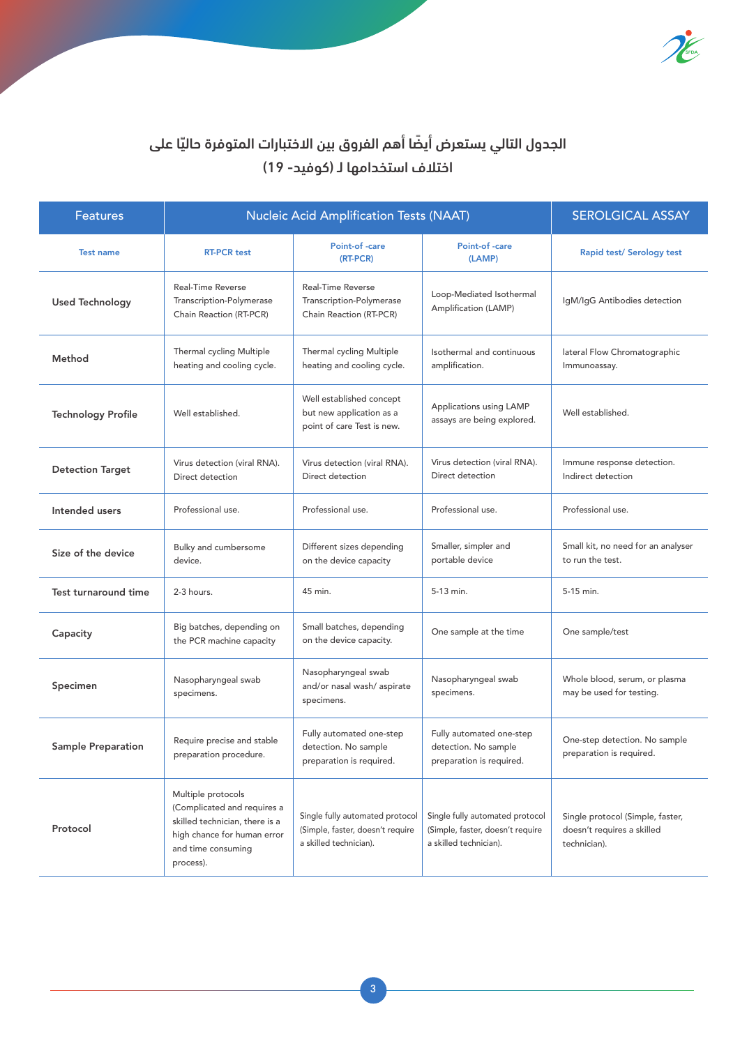## الجدول التالي يستعرض أيضًا أهم الفروق بين الاختبارات المتوفرة حاليًا على اختلاف استخدامها لـ (كوفيد- 19)

| Features | Nucleic Acid Amplification Tests (NAAT) | | | SEROLGICAL ASSAY |
|---|---|---|---|---|
| Test name | RT-PCR test | Point-of -care (RT-PCR) | Point-of -care (LAMP) | Rapid test/ Serology test |
| Used Technology | Real-Time Reverse Transcription-Polymerase Chain Reaction (RT-PCR) | Real-Time Reverse Transcription-Polymerase Chain Reaction (RT-PCR) | Loop-Mediated Isothermal Amplification (LAMP) | IgM/IgG Antibodies detection |
| Method | Thermal cycling Multiple heating and cooling cycle. | Thermal cycling Multiple heating and cooling cycle. | Isothermal and continuous amplification. | lateral Flow Chromatographic Immunoassay. |
| Technology Profile | Well established. | Well established concept but new application as a point of care Test is new. | Applications using LAMP assays are being explored. | Well established. |
| Detection Target | Virus detection (viral RNA). Direct detection | Virus detection (viral RNA). Direct detection | Virus detection (viral RNA). Direct detection | Immune response detection. Indirect detection |
| Intended users | Professional use. | Professional use. | Professional use. | Professional use. |
| Size of the device | Bulky and cumbersome device. | Different sizes depending on the device capacity | Smaller, simpler and portable device | Small kit, no need for an analyser to run the test. |
| Test turnaround time | 2-3 hours. | 45 min. | 5-13 min. | 5-15 min. |
| Capacity | Big batches, depending on the PCR machine capacity | Small batches, depending on the device capacity. | One sample at the time | One sample/test |
| Specimen | Nasopharyngeal swab specimens. | Nasopharyngeal swab and/or nasal wash/ aspirate specimens. | Nasopharyngeal swab specimens. | Whole blood, serum, or plasma may be used for testing. |
| Sample Preparation | Require precise and stable preparation procedure. | Fully automated one-step detection. No sample preparation is required. | Fully automated one-step detection. No sample preparation is required. | One-step detection. No sample preparation is required. |
| Protocol | Multiple protocols (Complicated and requires a skilled technician, there is a high chance for human error and time consuming process). | Single fully automated protocol (Simple, faster, doesn't require a skilled technician). | Single fully automated protocol (Simple, faster, doesn't require a skilled technician). | Single protocol (Simple, faster, doesn't requires a skilled technician). |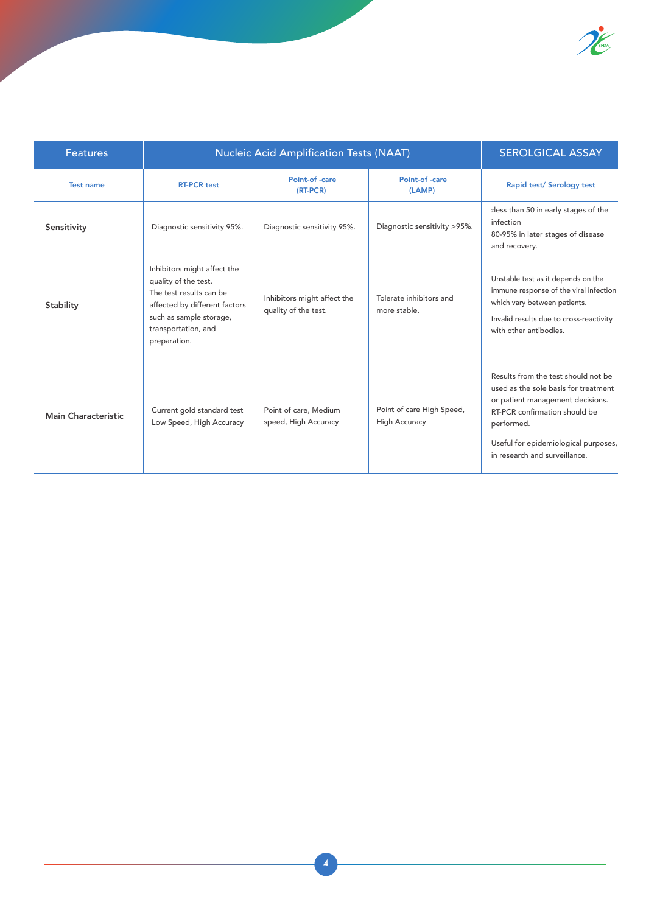| Features | Nucleic Acid Amplification Tests (NAAT) | | | SEROLGICAL ASSAY |
|---|---|---|---|---|
| Test name | RT-PCR test | Point-of -care (RT-PCR) | Point-of -care (LAMP) | Rapid test/ Serology test |
| **Sensitivity** | Diagnostic sensitivity 95%. | Diagnostic sensitivity 95%. | Diagnostic sensitivity >95%. | ≤less than 50 in early stages of the infection<br>80-95% in later stages of disease and recovery. |
| **Stability** | Inhibitors might affect the quality of the test.<br>The test results can be affected by different factors such as sample storage, transportation, and preparation. | Inhibitors might affect the quality of the test. | Tolerate inhibitors and more stable. | Unstable test as it depends on the immune response of the viral infection which vary between patients.<br>Invalid results due to cross-reactivity with other antibodies. |
| **Main Characteristic** | Current gold standard test Low Speed, High Accuracy | Point of care, Medium speed, High Accuracy | Point of care High Speed, High Accuracy | Results from the test should not be used as the sole basis for treatment or patient management decisions. RT-PCR confirmation should be performed.<br>Useful for epidemiological purposes, in research and surveillance. |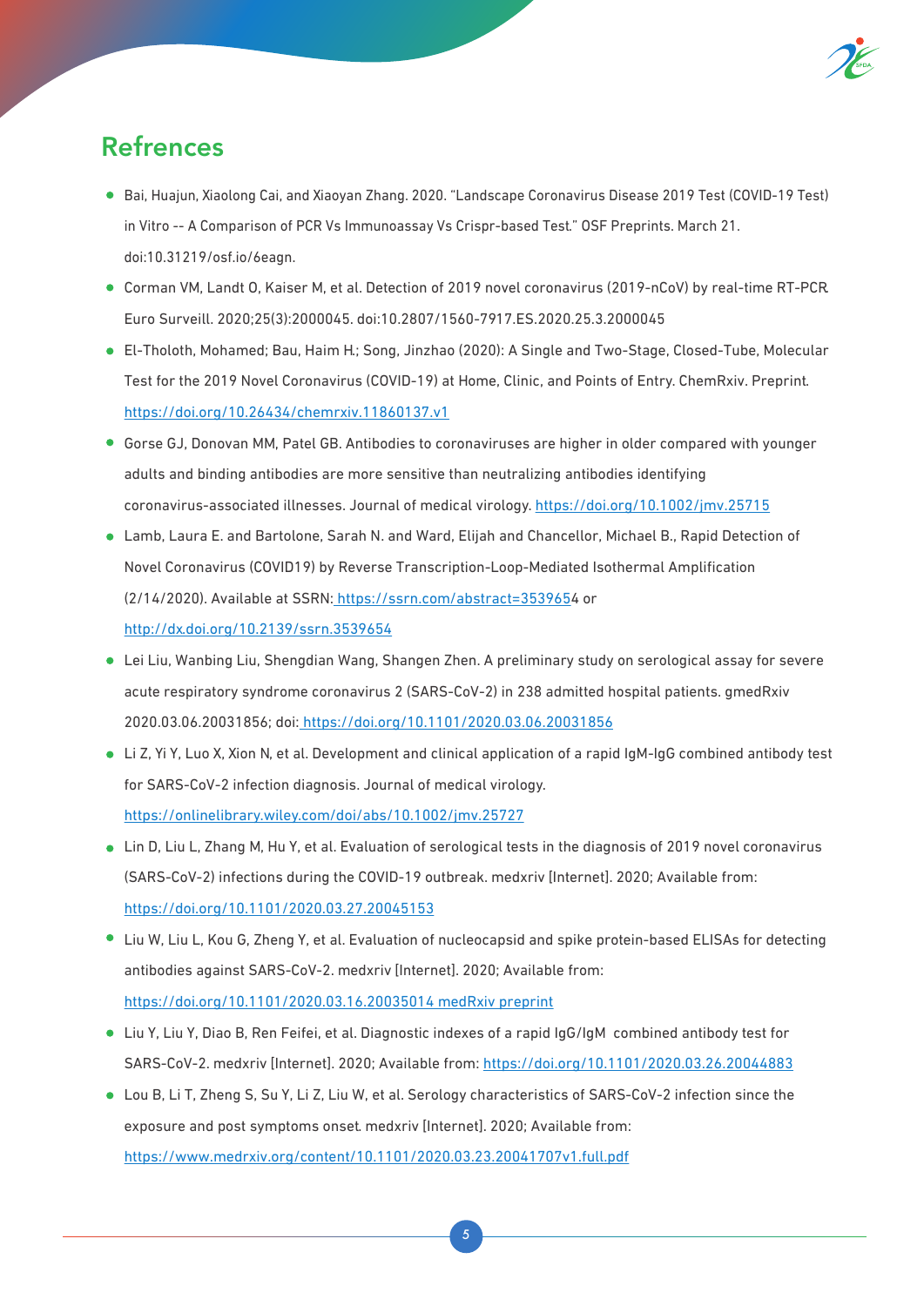## Refrences

- Bai, Huajun, Xiaolong Cai, and Xiaoyan Zhang. 2020. "Landscape Coronavirus Disease 2019 Test (COVID-19 Test) in Vitro -- A Comparison of PCR Vs Immunoassay Vs Crispr-based Test." OSF Preprints. March 21. doi:10.31219/osf.io/6eagn.
- Corman VM, Landt O, Kaiser M, et al. Detection of 2019 novel coronavirus (2019-nCoV) by real-time RT-PCR. Euro Surveill. 2020;25(3):2000045. doi:10.2807/1560-7917.ES.2020.25.3.2000045
- El-Tholoth, Mohamed; Bau, Haim H.; Song, Jinzhao (2020): A Single and Two-Stage, Closed-Tube, Molecular Test for the 2019 Novel Coronavirus (COVID-19) at Home, Clinic, and Points of Entry. ChemRxiv. Preprint. https://doi.org/10.26434/chemrxiv.11860137.v1
- Gorse GJ, Donovan MM, Patel GB. Antibodies to coronaviruses are higher in older compared with younger adults and binding antibodies are more sensitive than neutralizing antibodies identifying coronavirus-associated illnesses. Journal of medical virology. https://doi.org/10.1002/jmv.25715
- Lamb, Laura E. and Bartolone, Sarah N. and Ward, Elijah and Chancellor, Michael B., Rapid Detection of Novel Coronavirus (COVID19) by Reverse Transcription-Loop-Mediated Isothermal Amplification (2/14/2020). Available at SSRN: https://ssrn.com/abstract=3539654 or http://dx.doi.org/10.2139/ssrn.3539654
- Lei Liu, Wanbing Liu, Shengdian Wang, Shangen Zhen. A preliminary study on serological assay for severe acute respiratory syndrome coronavirus 2 (SARS-CoV-2) in 238 admitted hospital patients. gmedRxiv 2020.03.06.20031856; doi: https://doi.org/10.1101/2020.03.06.20031856
- Li Z, Yi Y, Luo X, Xion N, et al. Development and clinical application of a rapid IgM-IgG combined antibody test for SARS-CoV-2 infection diagnosis. Journal of medical virology. https://onlinelibrary.wiley.com/doi/abs/10.1002/jmv.25727
- Lin D, Liu L, Zhang M, Hu Y, et al. Evaluation of serological tests in the diagnosis of 2019 novel coronavirus (SARS-CoV-2) infections during the COVID-19 outbreak. medxriv [Internet]. 2020; Available from: https://doi.org/10.1101/2020.03.27.20045153
- Liu W, Liu L, Kou G, Zheng Y, et al. Evaluation of nucleocapsid and spike protein-based ELISAs for detecting antibodies against SARS-CoV-2. medxriv [Internet]. 2020; Available from: https://doi.org/10.1101/2020.03.16.20035014 medRxiv preprint
- Liu Y, Liu Y, Diao B, Ren Feifei, et al. Diagnostic indexes of a rapid IgG/IgM combined antibody test for SARS-CoV-2. medxriv [Internet]. 2020; Available from: https://doi.org/10.1101/2020.03.26.20044883
- Lou B, Li T, Zheng S, Su Y, Li Z, Liu W, et al. Serology characteristics of SARS-CoV-2 infection since the exposure and post symptoms onset. medxriv [Internet]. 2020; Available from: https://www.medrxiv.org/content/10.1101/2020.03.23.20041707v1.full.pdf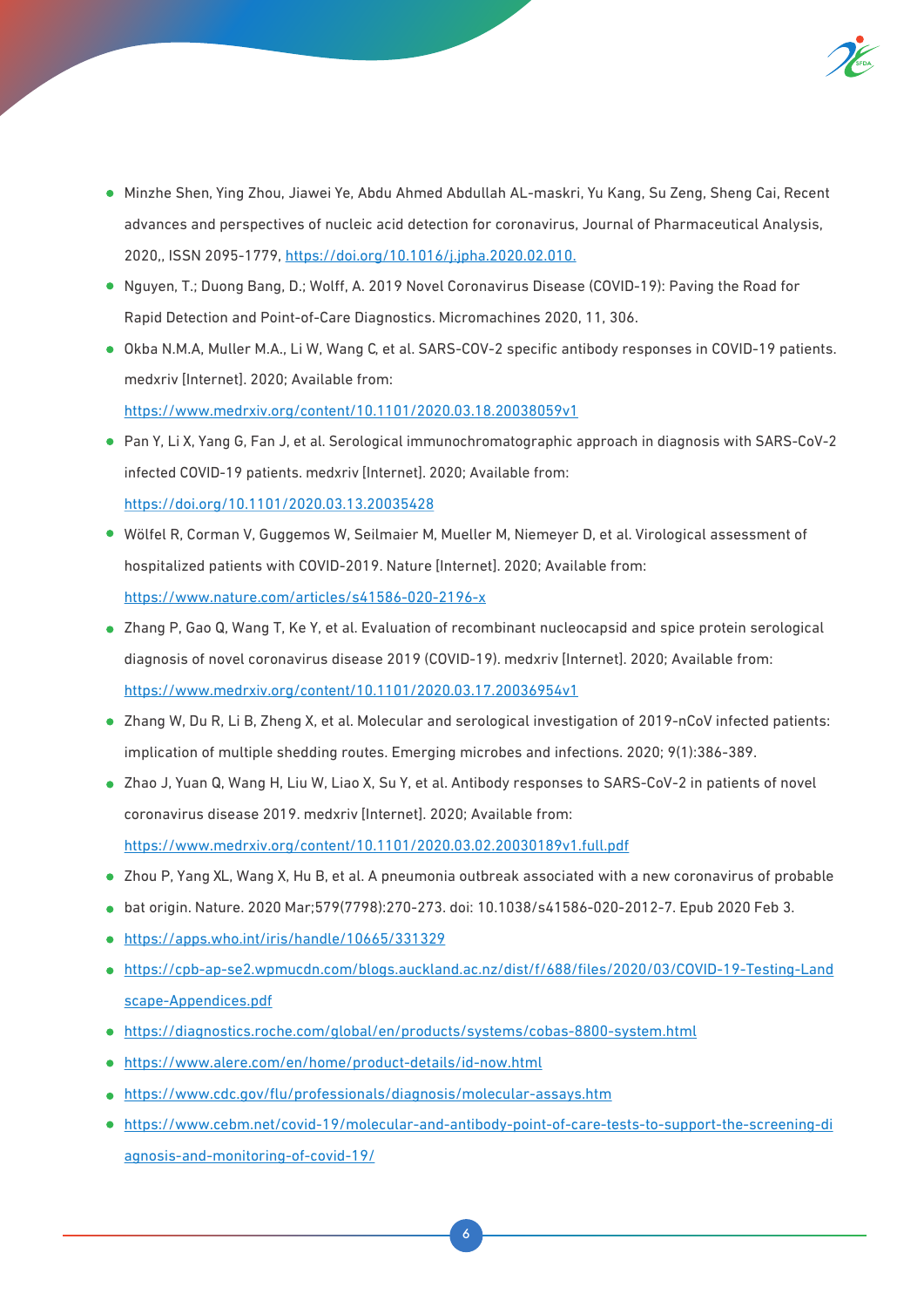- Minzhe Shen, Ying Zhou, Jiawei Ye, Abdu Ahmed Abdullah AL-maskri, Yu Kang, Su Zeng, Sheng Cai, Recent advances and perspectives of nucleic acid detection for coronavirus, Journal of Pharmaceutical Analysis, 2020,, ISSN 2095-1779, https://doi.org/10.1016/j.jpha.2020.02.010.
- Nguyen, T.; Duong Bang, D.; Wolff, A. 2019 Novel Coronavirus Disease (COVID-19): Paving the Road for Rapid Detection and Point-of-Care Diagnostics. Micromachines 2020, 11, 306.
- Okba N.M.A, Muller M.A., Li W, Wang C, et al. SARS-COV-2 specific antibody responses in COVID-19 patients. medxriv [Internet]. 2020; Available from: https://www.medrxiv.org/content/10.1101/2020.03.18.20038059v1
- Pan Y, Li X, Yang G, Fan J, et al. Serological immunochromatographic approach in diagnosis with SARS-CoV-2 infected COVID-19 patients. medxriv [Internet]. 2020; Available from: https://doi.org/10.1101/2020.03.13.20035428
- Wölfel R, Corman V, Guggemos W, Seilmaier M, Mueller M, Niemeyer D, et al. Virological assessment of hospitalized patients with COVID-2019. Nature [Internet]. 2020; Available from: https://www.nature.com/articles/s41586-020-2196-x
- Zhang P, Gao Q, Wang T, Ke Y, et al. Evaluation of recombinant nucleocapsid and spice protein serological diagnosis of novel coronavirus disease 2019 (COVID-19). medxriv [Internet]. 2020; Available from: https://www.medrxiv.org/content/10.1101/2020.03.17.20036954v1
- Zhang W, Du R, Li B, Zheng X, et al. Molecular and serological investigation of 2019-nCoV infected patients: implication of multiple shedding routes. Emerging microbes and infections. 2020; 9(1):386-389.
- Zhao J, Yuan Q, Wang H, Liu W, Liao X, Su Y, et al. Antibody responses to SARS-CoV-2 in patients of novel coronavirus disease 2019. medxriv [Internet]. 2020; Available from: https://www.medrxiv.org/content/10.1101/2020.03.02.20030189v1.full.pdf
- Zhou P, Yang XL, Wang X, Hu B, et al. A pneumonia outbreak associated with a new coronavirus of probable
- bat origin. Nature. 2020 Mar;579(7798):270-273. doi: 10.1038/s41586-020-2012-7. Epub 2020 Feb 3.
- https://apps.who.int/iris/handle/10665/331329
- https://cpb-ap-se2.wpmucdn.com/blogs.auckland.ac.nz/dist/f/688/files/2020/03/COVID-19-Testing-Landscape-Appendices.pdf
- https://diagnostics.roche.com/global/en/products/systems/cobas-8800-system.html
- https://www.alere.com/en/home/product-details/id-now.html
- https://www.cdc.gov/flu/professionals/diagnosis/molecular-assays.htm
- https://www.cebm.net/covid-19/molecular-and-antibody-point-of-care-tests-to-support-the-screening-diagnosis-and-monitoring-of-covid-19/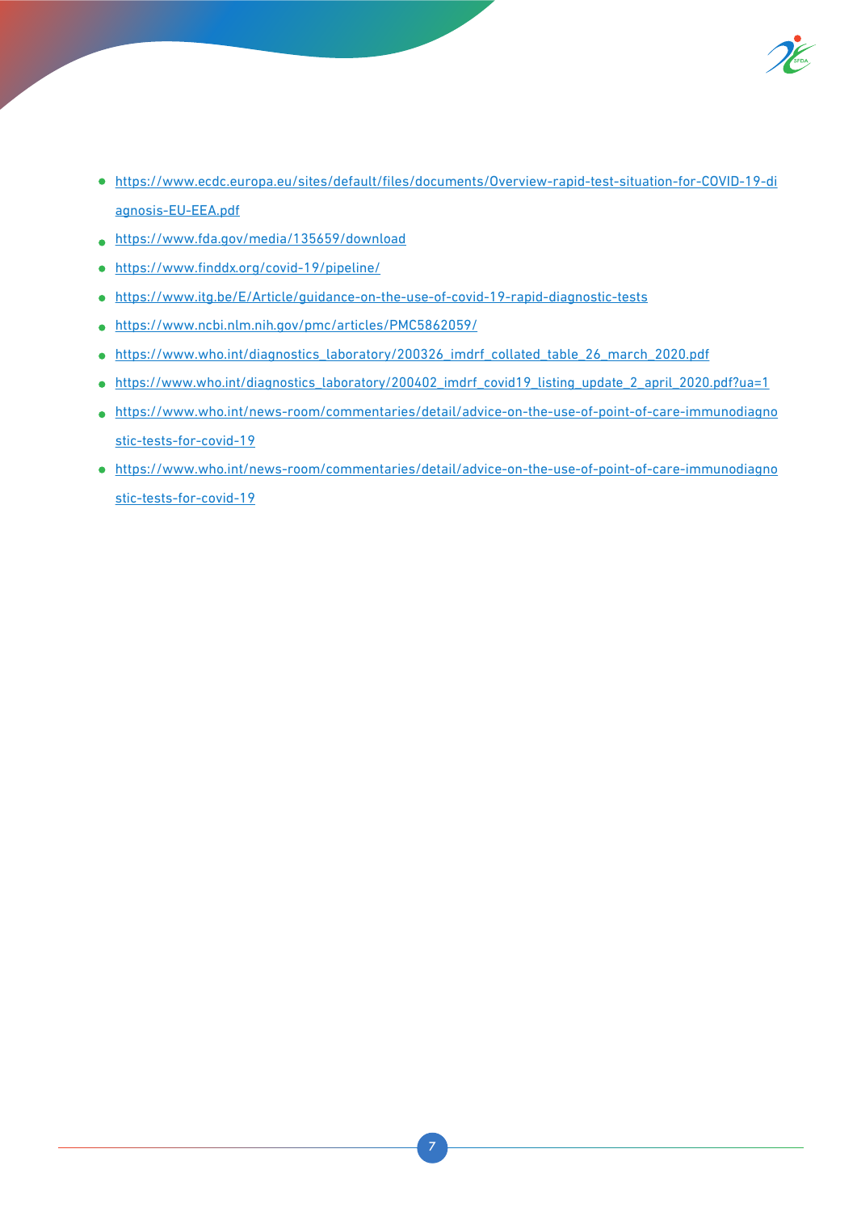- https://www.ecdc.europa.eu/sites/default/files/documents/Overview-rapid-test-situation-for-COVID-19-diagnosis-EU-EEA.pdf
- https://www.fda.gov/media/135659/download
- https://www.finddx.org/covid-19/pipeline/
- https://www.itg.be/E/Article/guidance-on-the-use-of-covid-19-rapid-diagnostic-tests
- https://www.ncbi.nlm.nih.gov/pmc/articles/PMC5862059/
- https://www.who.int/diagnostics_laboratory/200326_imdrf_collated_table_26_march_2020.pdf
- https://www.who.int/diagnostics_laboratory/200402_imdrf_covid19_listing_update_2_april_2020.pdf?ua=1
- https://www.who.int/news-room/commentaries/detail/advice-on-the-use-of-point-of-care-immunodiagnostic-tests-for-covid-19
- https://www.who.int/news-room/commentaries/detail/advice-on-the-use-of-point-of-care-immunodiagnostic-tests-for-covid-19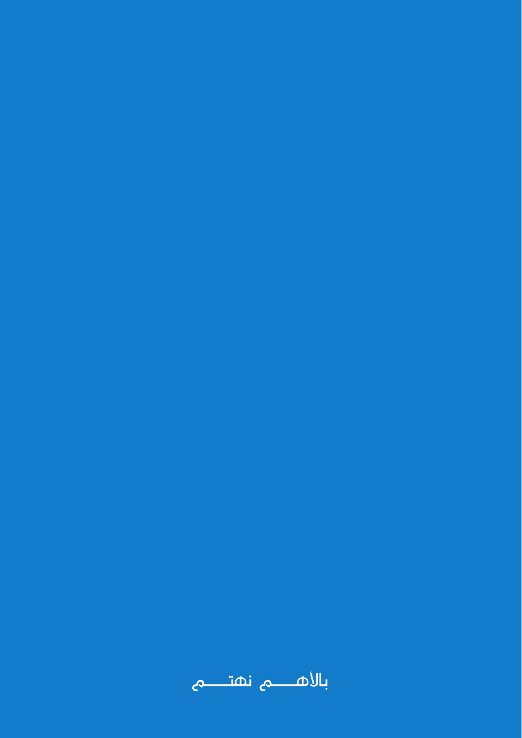بالأهـــــم نهتـــــم